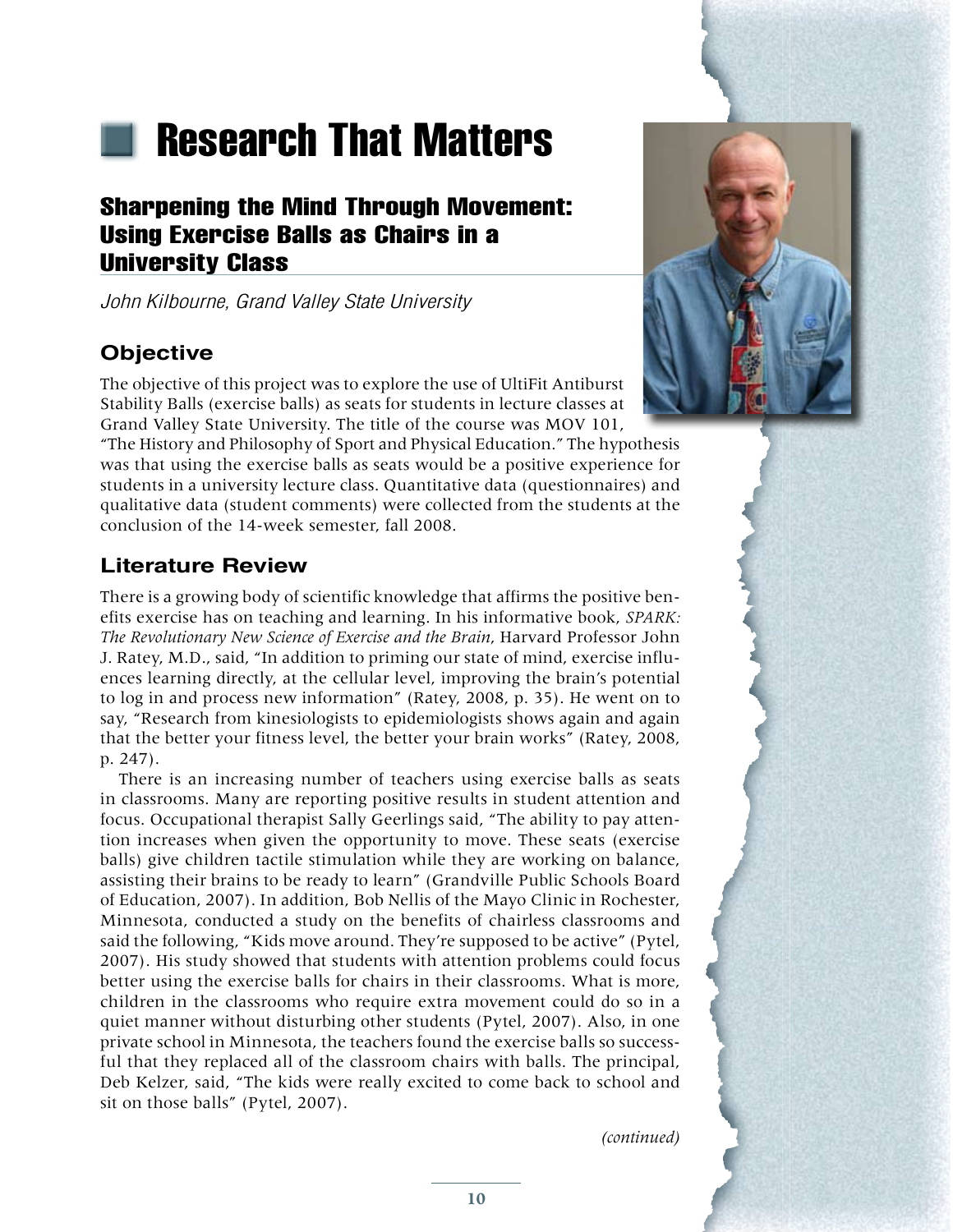# Research That Matters

## Sharpening the Mind Through Movement: Using Exercise Balls as Chairs in a University Class

*John Kilbourne, Grand Valley State University*

### Objective

The objective of this project was to explore the use of UltiFit Antiburst Stability Balls (exercise balls) as seats for students in lecture classes at Grand Valley State University. The title of the course was MOV 101, "The History and Philosophy of Sport and Physical Education." The hypothesis was that using the exercise balls as seats would be a positive experience for students in a university lecture class. Quantitative data (questionnaires) and qualitative data (student comments) were collected from the students at the conclusion of the 14-week semester, fall 2008.

### Literature Review

There is a growing body of scientific knowledge that affirms the positive benefits exercise has on teaching and learning. In his informative book, *SPARK: The Revolutionary New Science of Exercise and the Brain*, Harvard Professor John J. Ratey, M.D., said, "In addition to priming our state of mind, exercise influences learning directly, at the cellular level, improving the brain's potential to log in and process new information" (Ratey, 2008, p. 35). He went on to say, "Research from kinesiologists to epidemiologists shows again and again that the better your fitness level, the better your brain works" (Ratey, 2008, p. 247).

There is an increasing number of teachers using exercise balls as seats in classrooms. Many are reporting positive results in student attention and focus. Occupational therapist Sally Geerlings said, "The ability to pay attention increases when given the opportunity to move. These seats (exercise balls) give children tactile stimulation while they are working on balance, assisting their brains to be ready to learn" (Grandville Public Schools Board of Education, 2007). In addition, Bob Nellis of the Mayo Clinic in Rochester, Minnesota, conducted a study on the benefits of chairless classrooms and said the following, "Kids move around. They're supposed to be active" (Pytel, 2007). His study showed that students with attention problems could focus better using the exercise balls for chairs in their classrooms. What is more, children in the classrooms who require extra movement could do so in a quiet manner without disturbing other students (Pytel, 2007). Also, in one private school in Minnesota, the teachers found the exercise balls so successful that they replaced all of the classroom chairs with balls. The principal, Deb Kelzer, said, "The kids were really excited to come back to school and sit on those balls" (Pytel, 2007).

*(continued)*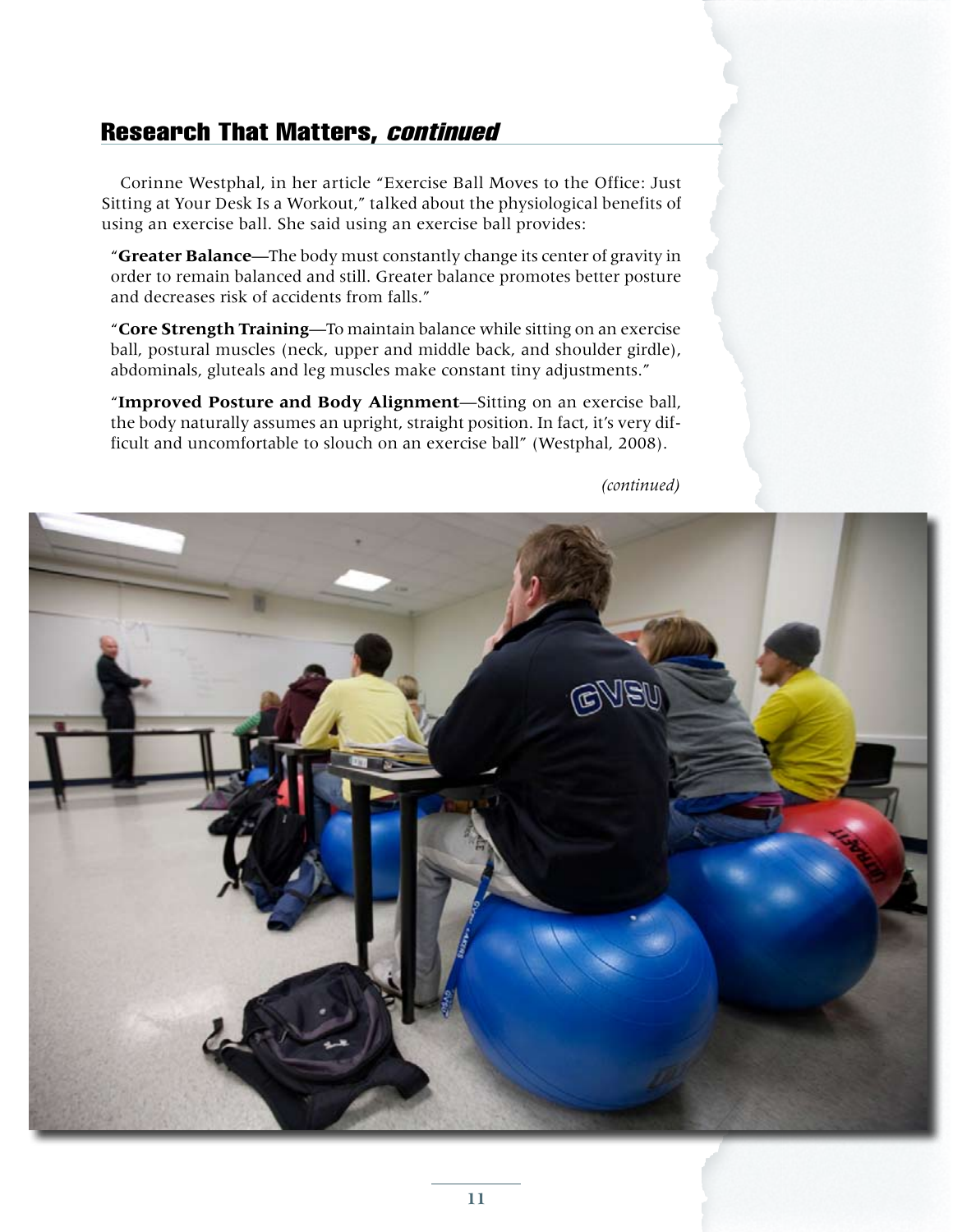## Research That Matters, *continued*

Corinne Westphal, in her article "Exercise Ball Moves to the Office: Just Sitting at Your Desk Is a Workout," talked about the physiological benefits of using an exercise ball. She said using an exercise ball provides:

"**Greater Balance**—The body must constantly change its center of gravity in order to remain balanced and still. Greater balance promotes better posture and decreases risk of accidents from falls."

"**Core Strength Training**—To maintain balance while sitting on an exercise ball, postural muscles (neck, upper and middle back, and shoulder girdle), abdominals, gluteals and leg muscles make constant tiny adjustments."

"**Improved Posture and Body Alignment**—Sitting on an exercise ball, the body naturally assumes an upright, straight position. In fact, it's very difficult and uncomfortable to slouch on an exercise ball" (Westphal, 2008).

*(continued)*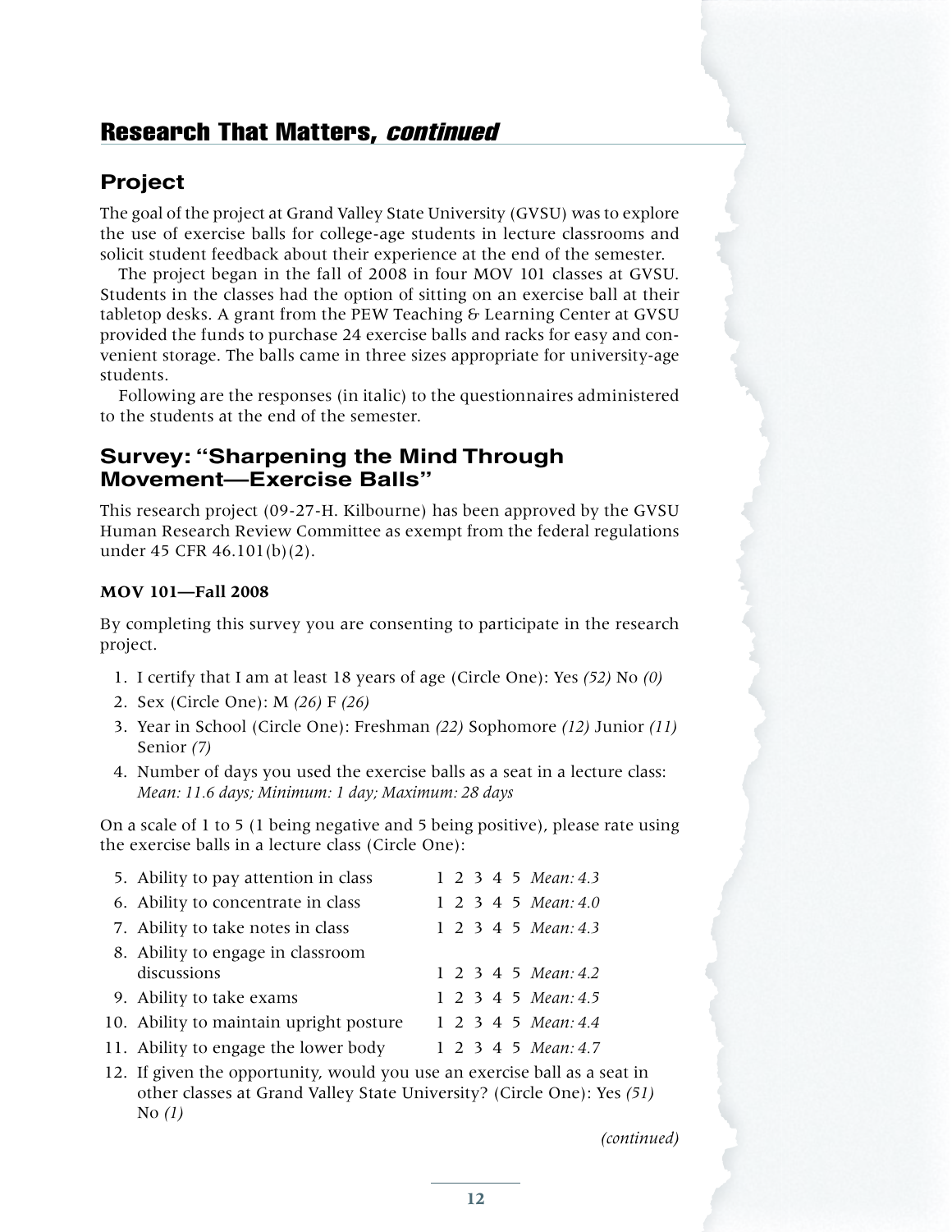## Research That Matters, *continued*

### Project

The goal of the project at Grand Valley State University (GVSU) was to explore the use of exercise balls for college-age students in lecture classrooms and solicit student feedback about their experience at the end of the semester.

The project began in the fall of 2008 in four MOV 101 classes at GVSU. Students in the classes had the option of sitting on an exercise ball at their tabletop desks. A grant from the PEW Teaching & Learning Center at GVSU provided the funds to purchase 24 exercise balls and racks for easy and convenient storage. The balls came in three sizes appropriate for university-age students.

Following are the responses (in italic) to the questionnaires administered to the students at the end of the semester.

### Survey: "Sharpening the Mind Through Movement—Exercise Balls"

This research project (09-27-H. Kilbourne) has been approved by the GVSU Human Research Review Committee as exempt from the federal regulations under 45 CFR 46.101(b)(2).

**MOV 101—Fall 2008**

By completing this survey you are consenting to participate in the research project.

1. I certify that I am at least 18 years of age (Circle One): Yes *(52)* No *(0)*
2. Sex (Circle One): M *(26)* F *(26)*
3. Year in School (Circle One): Freshman *(22)* Sophomore *(12)* Junior *(11)* Senior *(7)*
4. Number of days you used the exercise balls as a seat in a lecture class: *Mean: 11.6 days; Minimum: 1 day; Maximum: 28 days*

On a scale of 1 to 5 (1 being negative and 5 being positive), please rate using the exercise balls in a lecture class (Circle One):

5. Ability to pay attention in class 1 2 3 4 5 *Mean: 4.3*
6. Ability to concentrate in class 1 2 3 4 5 *Mean: 4.0*
7. Ability to take notes in class 1 2 3 4 5 *Mean: 4.3*
8. Ability to engage in classroom discussions 1 2 3 4 5 *Mean: 4.2*
9. Ability to take exams 1 2 3 4 5 *Mean: 4.5*
10. Ability to maintain upright posture 1 2 3 4 5 *Mean: 4.4*
11. Ability to engage the lower body 1 2 3 4 5 *Mean: 4.7*
12. If given the opportunity, would you use an exercise ball as a seat in other classes at Grand Valley State University? (Circle One): Yes *(51)* No *(1)*

*(continued)*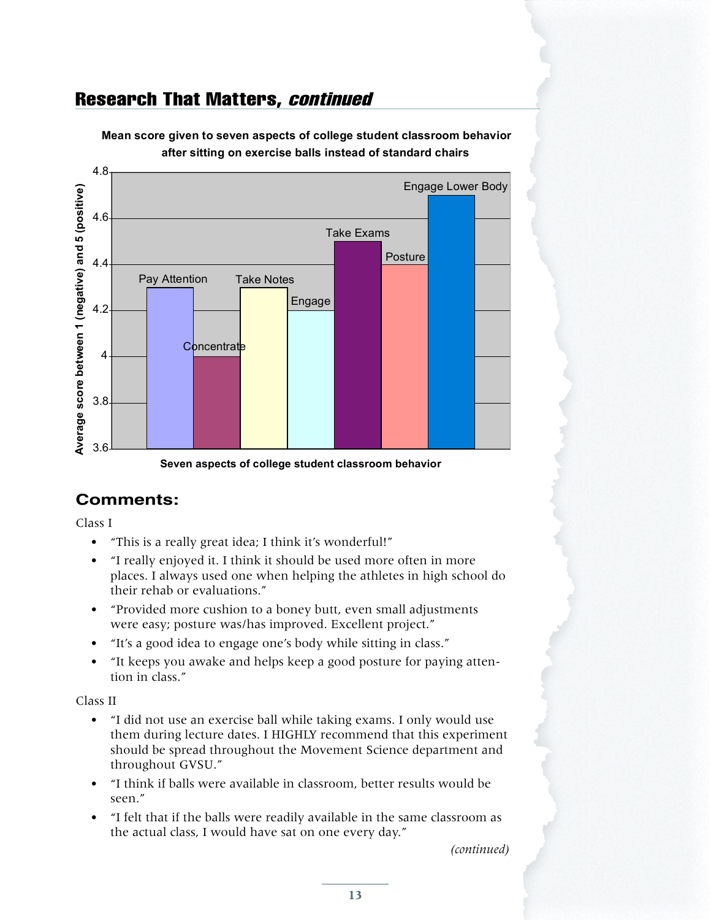## Research That Matters, *continued*

**Mean score given to seven aspects of college student classroom behavior after sitting on exercise balls instead of standard chairs**

Average score between 1 (negative) and 5 (positive)

4.8
4.6
4.4
4.2
4
3.8
3.6

Pay Attention
Concentrate
Take Notes
Engage
Take Exams
Posture
Engage Lower Body

**Seven aspects of college student classroom behavior**

## Comments:

Class I

- "This is a really great idea; I think it's wonderful!"
- "I really enjoyed it. I think it should be used more often in more places. I always used one when helping the athletes in high school do their rehab or evaluations."
- "Provided more cushion to a boney butt, even small adjustments were easy; posture was/has improved. Excellent project."
- "It's a good idea to engage one's body while sitting in class."
- "It keeps you awake and helps keep a good posture for paying attention in class."

Class II

- "I did not use an exercise ball while taking exams. I only would use them during lecture dates. I HIGHLY recommend that this experiment should be spread throughout the Movement Science department and throughout GVSU."
- "I think if balls were available in classroom, better results would be seen."
- "I felt that if the balls were readily available in the same classroom as the actual class, I would have sat on one every day."

*(continued)*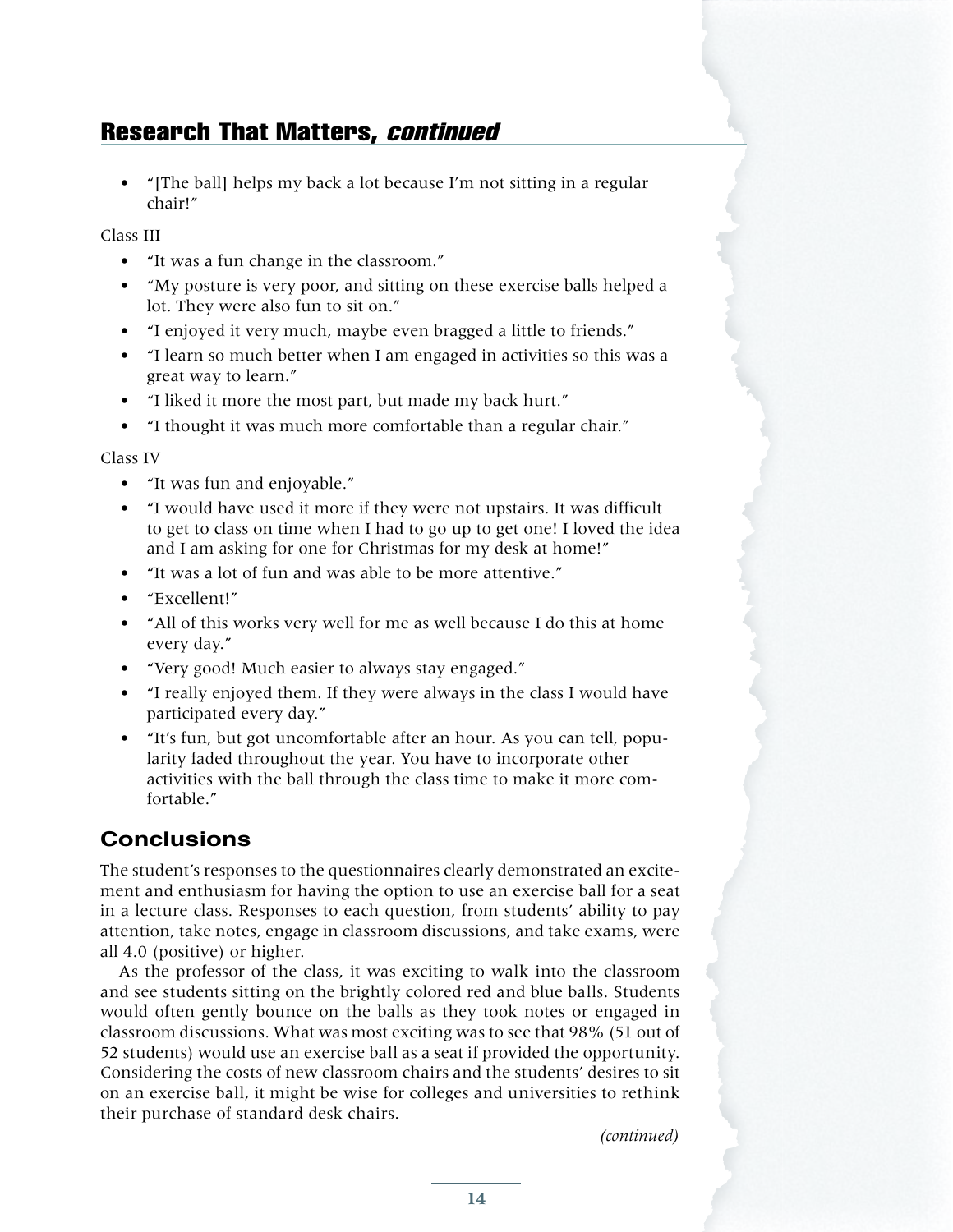## Research That Matters, *continued*

- "[The ball] helps my back a lot because I'm not sitting in a regular chair!"

Class III

- "It was a fun change in the classroom."
- "My posture is very poor, and sitting on these exercise balls helped a lot. They were also fun to sit on."
- "I enjoyed it very much, maybe even bragged a little to friends."
- "I learn so much better when I am engaged in activities so this was a great way to learn."
- "I liked it more the most part, but made my back hurt."
- "I thought it was much more comfortable than a regular chair."

Class IV

- "It was fun and enjoyable."
- "I would have used it more if they were not upstairs. It was difficult to get to class on time when I had to go up to get one! I loved the idea and I am asking for one for Christmas for my desk at home!"
- "It was a lot of fun and was able to be more attentive."
- "Excellent!"
- "All of this works very well for me as well because I do this at home every day."
- "Very good! Much easier to always stay engaged."
- "I really enjoyed them. If they were always in the class I would have participated every day."
- "It's fun, but got uncomfortable after an hour. As you can tell, popularity faded throughout the year. You have to incorporate other activities with the ball through the class time to make it more comfortable."

### Conclusions

The student's responses to the questionnaires clearly demonstrated an excitement and enthusiasm for having the option to use an exercise ball for a seat in a lecture class. Responses to each question, from students' ability to pay attention, take notes, engage in classroom discussions, and take exams, were all 4.0 (positive) or higher.

As the professor of the class, it was exciting to walk into the classroom and see students sitting on the brightly colored red and blue balls. Students would often gently bounce on the balls as they took notes or engaged in classroom discussions. What was most exciting was to see that 98% (51 out of 52 students) would use an exercise ball as a seat if provided the opportunity. Considering the costs of new classroom chairs and the students' desires to sit on an exercise ball, it might be wise for colleges and universities to rethink their purchase of standard desk chairs.

*(continued)*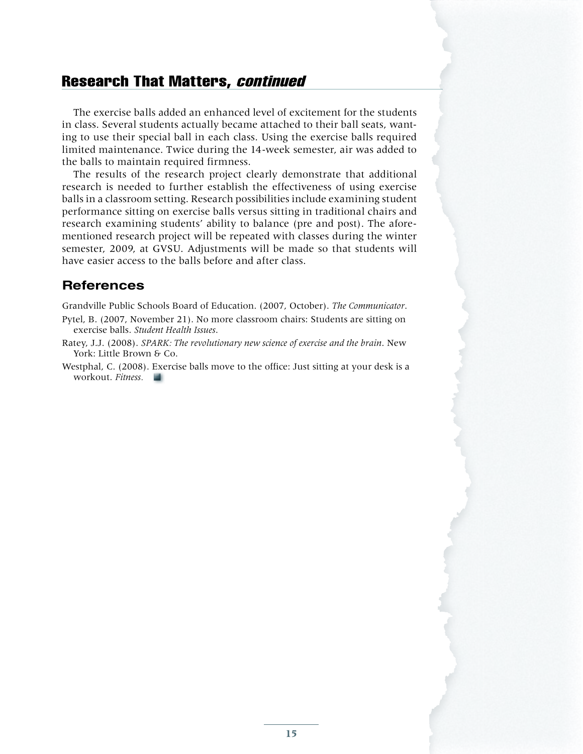## Research That Matters, *continued*

The exercise balls added an enhanced level of excitement for the students in class. Several students actually became attached to their ball seats, wanting to use their special ball in each class. Using the exercise balls required limited maintenance. Twice during the 14-week semester, air was added to the balls to maintain required firmness.

The results of the research project clearly demonstrate that additional research is needed to further establish the effectiveness of using exercise balls in a classroom setting. Research possibilities include examining student performance sitting on exercise balls versus sitting in traditional chairs and research examining students' ability to balance (pre and post). The aforementioned research project will be repeated with classes during the winter semester, 2009, at GVSU. Adjustments will be made so that students will have easier access to the balls before and after class.

### References

Grandville Public Schools Board of Education. (2007, October). *The Communicator*.

Pytel, B. (2007, November 21). No more classroom chairs: Students are sitting on exercise balls. *Student Health Issues*.

Ratey, J.J. (2008). *SPARK: The revolutionary new science of exercise and the brain*. New York: Little Brown & Co.

Westphal, C. (2008). Exercise balls move to the office: Just sitting at your desk is a workout. *Fitness*.